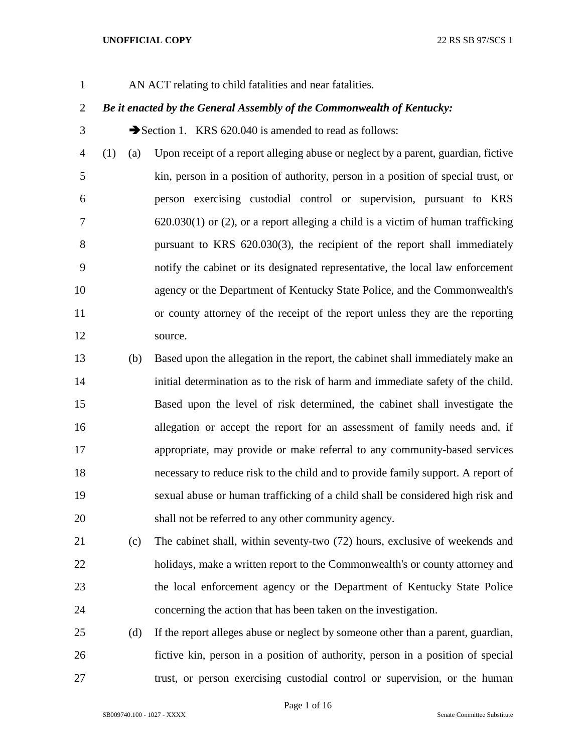AN ACT relating to child fatalities and near fatalities.

***Be it enacted by the General Assembly of the Commonwealth of Kentucky:***

➔Section 1. KRS 620.040 is amended to read as follows:

(1) (a) Upon receipt of a report alleging abuse or neglect by a parent, guardian, fictive kin, person in a position of authority, person in a position of special trust, or person exercising custodial control or supervision, pursuant to KRS 620.030(1) or (2), or a report alleging a child is a victim of human trafficking pursuant to KRS 620.030(3), the recipient of the report shall immediately notify the cabinet or its designated representative, the local law enforcement agency or the Department of Kentucky State Police, and the Commonwealth's or county attorney of the receipt of the report unless they are the reporting source.

(b) Based upon the allegation in the report, the cabinet shall immediately make an initial determination as to the risk of harm and immediate safety of the child. Based upon the level of risk determined, the cabinet shall investigate the allegation or accept the report for an assessment of family needs and, if appropriate, may provide or make referral to any community-based services necessary to reduce risk to the child and to provide family support. A report of sexual abuse or human trafficking of a child shall be considered high risk and shall not be referred to any other community agency.

(c) The cabinet shall, within seventy-two (72) hours, exclusive of weekends and holidays, make a written report to the Commonwealth's or county attorney and the local enforcement agency or the Department of Kentucky State Police concerning the action that has been taken on the investigation.

(d) If the report alleges abuse or neglect by someone other than a parent, guardian, fictive kin, person in a position of authority, person in a position of special trust, or person exercising custodial control or supervision, or the human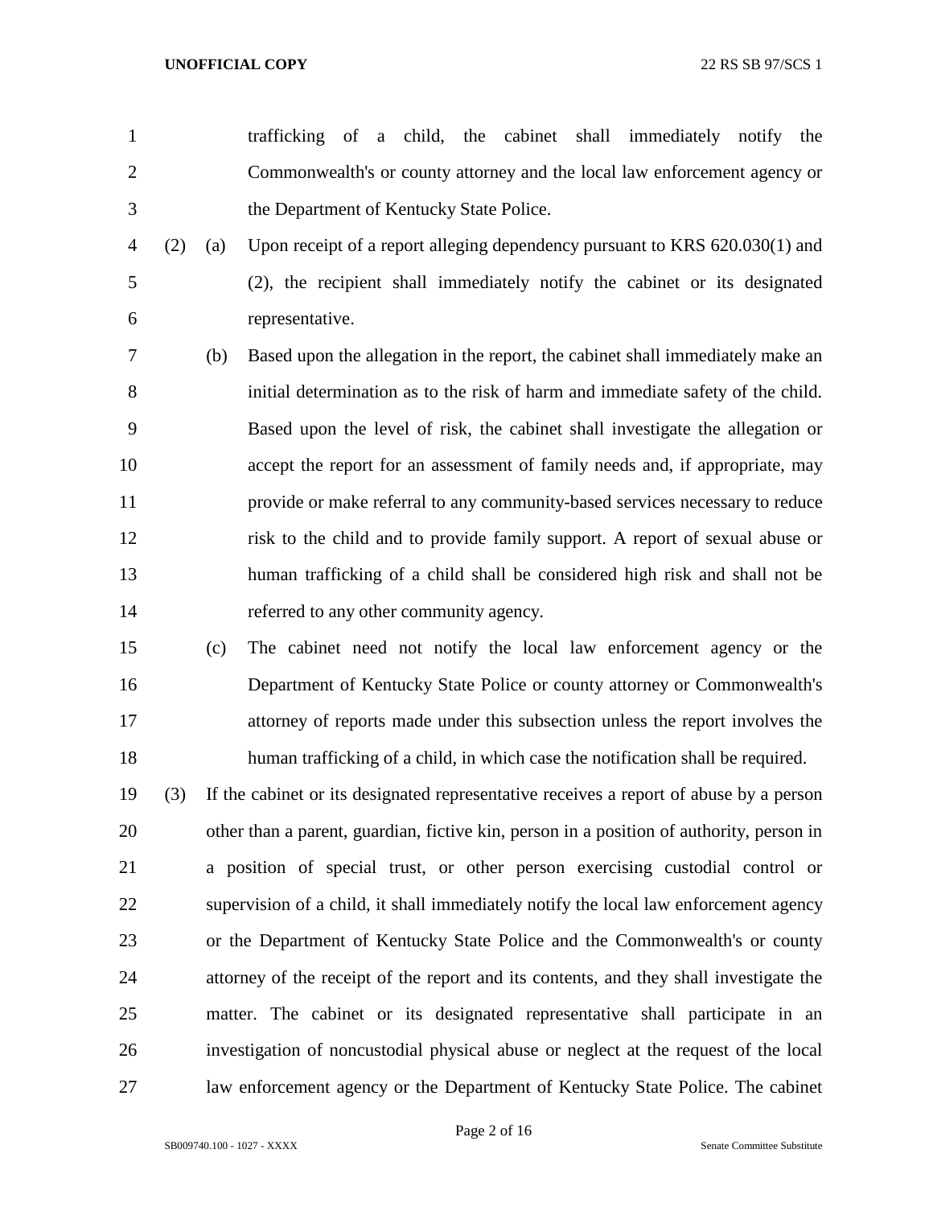trafficking of a child, the cabinet shall immediately notify the Commonwealth's or county attorney and the local law enforcement agency or the Department of Kentucky State Police.

(2) (a) Upon receipt of a report alleging dependency pursuant to KRS 620.030(1) and (2), the recipient shall immediately notify the cabinet or its designated representative.

(b) Based upon the allegation in the report, the cabinet shall immediately make an initial determination as to the risk of harm and immediate safety of the child. Based upon the level of risk, the cabinet shall investigate the allegation or accept the report for an assessment of family needs and, if appropriate, may provide or make referral to any community-based services necessary to reduce risk to the child and to provide family support. A report of sexual abuse or human trafficking of a child shall be considered high risk and shall not be referred to any other community agency.

(c) The cabinet need not notify the local law enforcement agency or the Department of Kentucky State Police or county attorney or Commonwealth's attorney of reports made under this subsection unless the report involves the human trafficking of a child, in which case the notification shall be required.

(3) If the cabinet or its designated representative receives a report of abuse by a person other than a parent, guardian, fictive kin, person in a position of authority, person in a position of special trust, or other person exercising custodial control or supervision of a child, it shall immediately notify the local law enforcement agency or the Department of Kentucky State Police and the Commonwealth's or county attorney of the receipt of the report and its contents, and they shall investigate the matter. The cabinet or its designated representative shall participate in an investigation of noncustodial physical abuse or neglect at the request of the local law enforcement agency or the Department of Kentucky State Police. The cabinet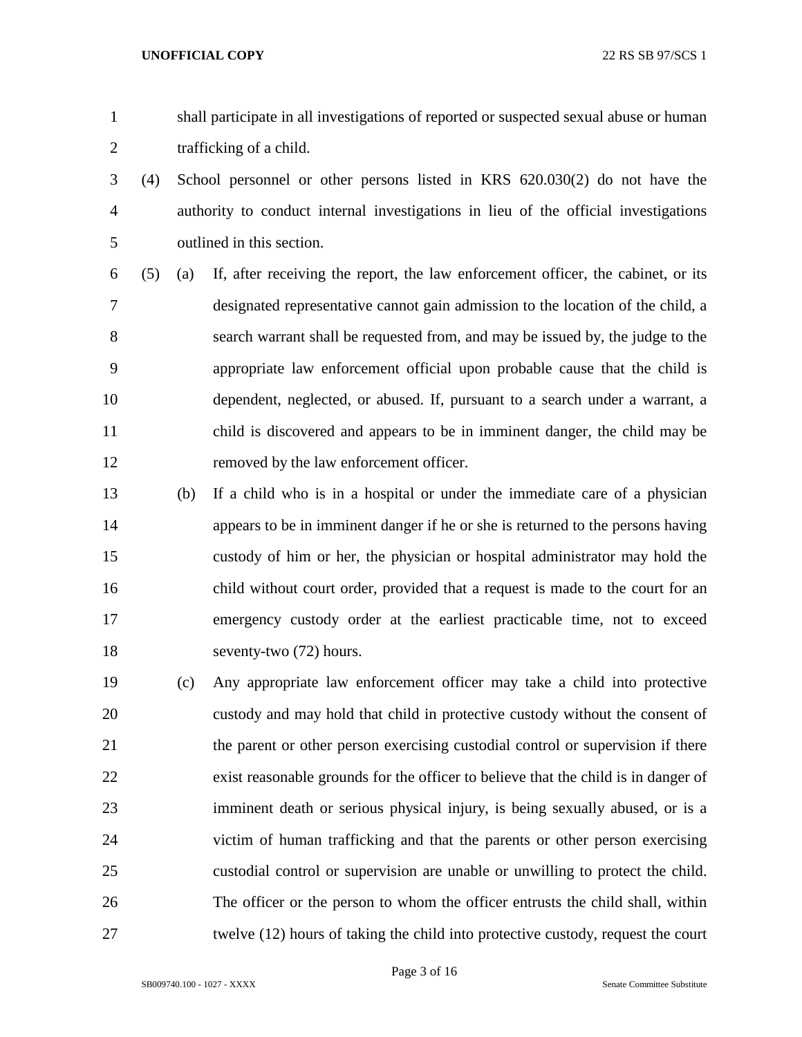shall participate in all investigations of reported or suspected sexual abuse or human trafficking of a child.

(4) School personnel or other persons listed in KRS 620.030(2) do not have the authority to conduct internal investigations in lieu of the official investigations outlined in this section.

(5) (a) If, after receiving the report, the law enforcement officer, the cabinet, or its designated representative cannot gain admission to the location of the child, a search warrant shall be requested from, and may be issued by, the judge to the appropriate law enforcement official upon probable cause that the child is dependent, neglected, or abused. If, pursuant to a search under a warrant, a child is discovered and appears to be in imminent danger, the child may be removed by the law enforcement officer.

(b) If a child who is in a hospital or under the immediate care of a physician appears to be in imminent danger if he or she is returned to the persons having custody of him or her, the physician or hospital administrator may hold the child without court order, provided that a request is made to the court for an emergency custody order at the earliest practicable time, not to exceed seventy-two (72) hours.

(c) Any appropriate law enforcement officer may take a child into protective custody and may hold that child in protective custody without the consent of the parent or other person exercising custodial control or supervision if there exist reasonable grounds for the officer to believe that the child is in danger of imminent death or serious physical injury, is being sexually abused, or is a victim of human trafficking and that the parents or other person exercising custodial control or supervision are unable or unwilling to protect the child. The officer or the person to whom the officer entrusts the child shall, within twelve (12) hours of taking the child into protective custody, request the court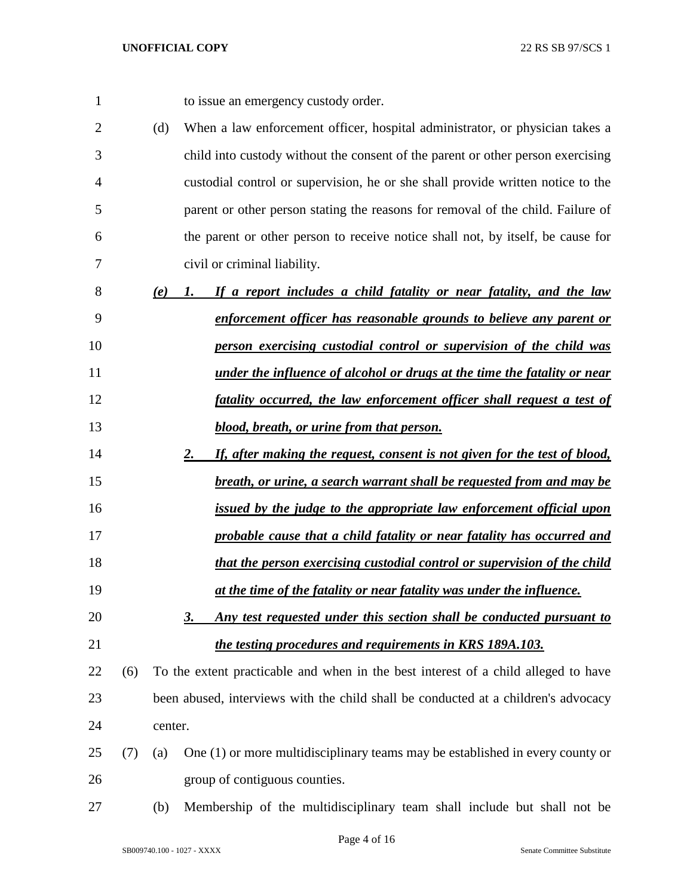to issue an emergency custody order.

(d) When a law enforcement officer, hospital administrator, or physician takes a child into custody without the consent of the parent or other person exercising custodial control or supervision, he or she shall provide written notice to the parent or other person stating the reasons for removal of the child. Failure of the parent or other person to receive notice shall not, by itself, be cause for civil or criminal liability.

***(e) 1. If a report includes a child fatality or near fatality, and the law enforcement officer has reasonable grounds to believe any parent or person exercising custodial control or supervision of the child was under the influence of alcohol or drugs at the time the fatality or near fatality occurred, the law enforcement officer shall request a test of blood, breath, or urine from that person.***

***2. If, after making the request, consent is not given for the test of blood, breath, or urine, a search warrant shall be requested from and may be issued by the judge to the appropriate law enforcement official upon probable cause that a child fatality or near fatality has occurred and that the person exercising custodial control or supervision of the child at the time of the fatality or near fatality was under the influence.***

***3. Any test requested under this section shall be conducted pursuant to the testing procedures and requirements in KRS 189A.103.***

(6) To the extent practicable and when in the best interest of a child alleged to have been abused, interviews with the child shall be conducted at a children's advocacy center.

(7) (a) One (1) or more multidisciplinary teams may be established in every county or group of contiguous counties.

(b) Membership of the multidisciplinary team shall include but shall not be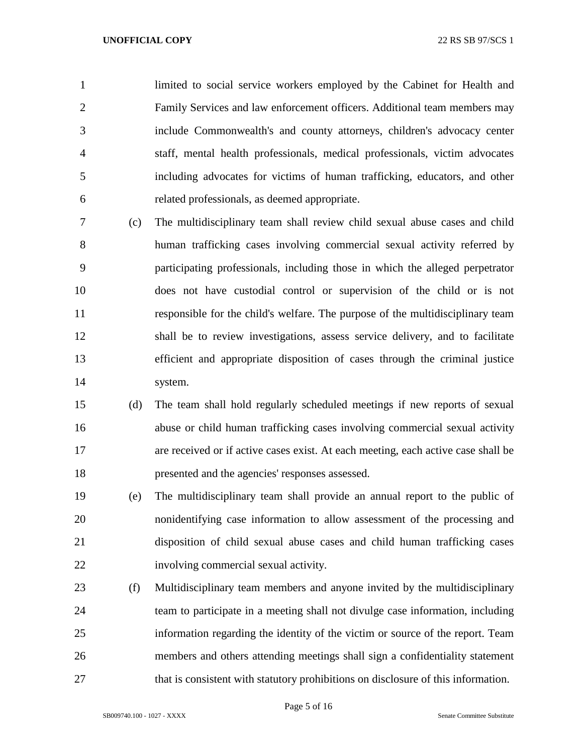limited to social service workers employed by the Cabinet for Health and Family Services and law enforcement officers. Additional team members may include Commonwealth's and county attorneys, children's advocacy center staff, mental health professionals, medical professionals, victim advocates including advocates for victims of human trafficking, educators, and other related professionals, as deemed appropriate.

(c) The multidisciplinary team shall review child sexual abuse cases and child human trafficking cases involving commercial sexual activity referred by participating professionals, including those in which the alleged perpetrator does not have custodial control or supervision of the child or is not responsible for the child's welfare. The purpose of the multidisciplinary team shall be to review investigations, assess service delivery, and to facilitate efficient and appropriate disposition of cases through the criminal justice system.

(d) The team shall hold regularly scheduled meetings if new reports of sexual abuse or child human trafficking cases involving commercial sexual activity are received or if active cases exist. At each meeting, each active case shall be presented and the agencies' responses assessed.

(e) The multidisciplinary team shall provide an annual report to the public of nonidentifying case information to allow assessment of the processing and disposition of child sexual abuse cases and child human trafficking cases involving commercial sexual activity.

(f) Multidisciplinary team members and anyone invited by the multidisciplinary team to participate in a meeting shall not divulge case information, including information regarding the identity of the victim or source of the report. Team members and others attending meetings shall sign a confidentiality statement that is consistent with statutory prohibitions on disclosure of this information.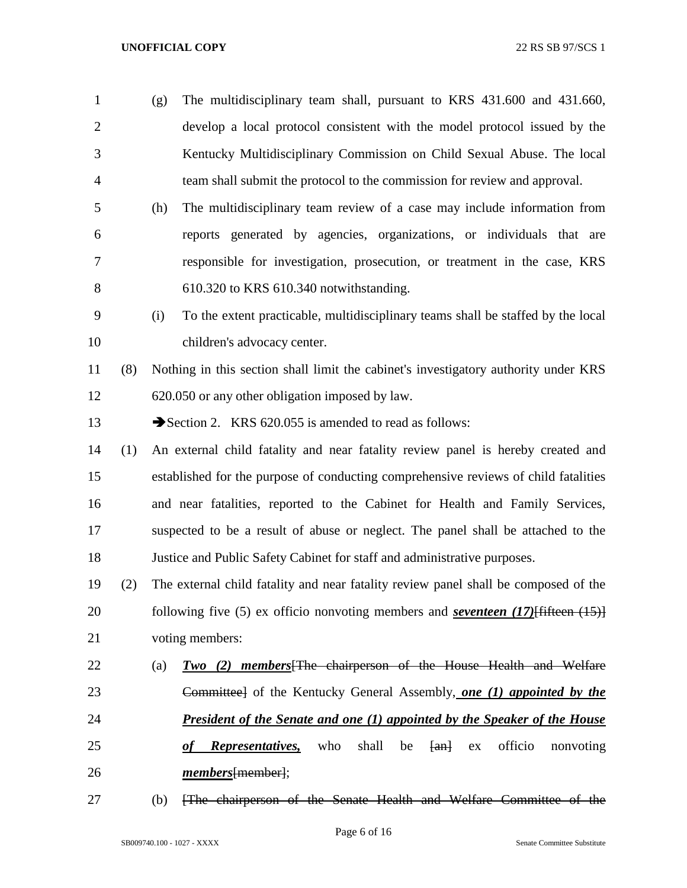(g) The multidisciplinary team shall, pursuant to KRS 431.600 and 431.660, develop a local protocol consistent with the model protocol issued by the Kentucky Multidisciplinary Commission on Child Sexual Abuse. The local team shall submit the protocol to the commission for review and approval.

(h) The multidisciplinary team review of a case may include information from reports generated by agencies, organizations, or individuals that are responsible for investigation, prosecution, or treatment in the case, KRS 610.320 to KRS 610.340 notwithstanding.

(i) To the extent practicable, multidisciplinary teams shall be staffed by the local children's advocacy center.

(8) Nothing in this section shall limit the cabinet's investigatory authority under KRS 620.050 or any other obligation imposed by law.

➔Section 2. KRS 620.055 is amended to read as follows:

(1) An external child fatality and near fatality review panel is hereby created and established for the purpose of conducting comprehensive reviews of child fatalities and near fatalities, reported to the Cabinet for Health and Family Services, suspected to be a result of abuse or neglect. The panel shall be attached to the Justice and Public Safety Cabinet for staff and administrative purposes.

(2) The external child fatality and near fatality review panel shall be composed of the following five (5) ex officio nonvoting members and ***seventeen (17)***~~[fifteen (15)]~~ voting members:

(a) ***Two (2) members***~~[The chairperson of the House Health and Welfare Committee]~~ of the Kentucky General Assembly, ***one (1) appointed by the President of the Senate and one (1) appointed by the Speaker of the House of Representatives,*** who shall be ~~[an]~~ ex officio nonvoting ***members***~~[member]~~;

(b) ~~[The chairperson of the Senate Health and Welfare Committee of the~~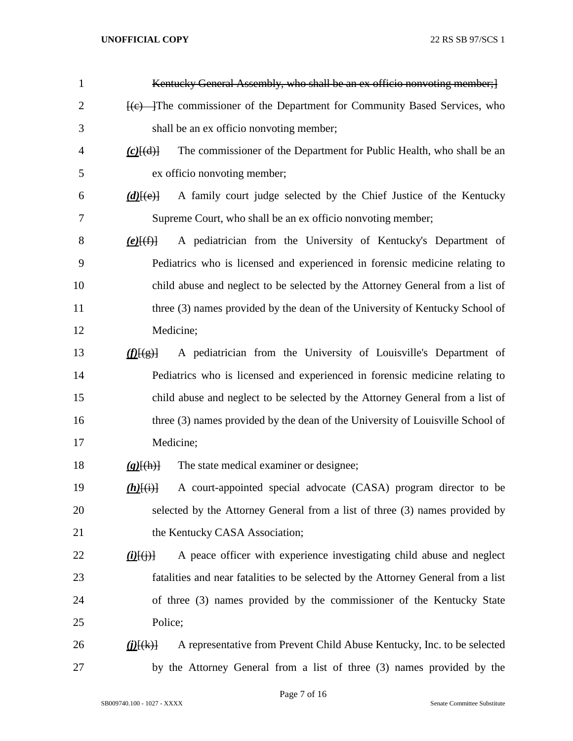~~Kentucky General Assembly, who shall be an ex officio nonvoting member;]~~

~~[(e) ]~~The commissioner of the Department for Community Based Services, who shall be an ex officio nonvoting member;

***(c)***~~[(d)]~~ The commissioner of the Department for Public Health, who shall be an ex officio nonvoting member;

***(d)***~~[(e)]~~ A family court judge selected by the Chief Justice of the Kentucky Supreme Court, who shall be an ex officio nonvoting member;

***(e)***~~[(f)]~~ A pediatrician from the University of Kentucky's Department of Pediatrics who is licensed and experienced in forensic medicine relating to child abuse and neglect to be selected by the Attorney General from a list of three (3) names provided by the dean of the University of Kentucky School of Medicine;

***(f)***~~[(g)]~~ A pediatrician from the University of Louisville's Department of Pediatrics who is licensed and experienced in forensic medicine relating to child abuse and neglect to be selected by the Attorney General from a list of three (3) names provided by the dean of the University of Louisville School of Medicine;

***(g)***~~[(h)]~~ The state medical examiner or designee;

***(h)***~~[(i)]~~ A court-appointed special advocate (CASA) program director to be selected by the Attorney General from a list of three (3) names provided by the Kentucky CASA Association;

***(i)***~~[(j)]~~ A peace officer with experience investigating child abuse and neglect fatalities and near fatalities to be selected by the Attorney General from a list of three (3) names provided by the commissioner of the Kentucky State Police;

***(j)***~~[(k)]~~ A representative from Prevent Child Abuse Kentucky, Inc. to be selected by the Attorney General from a list of three (3) names provided by the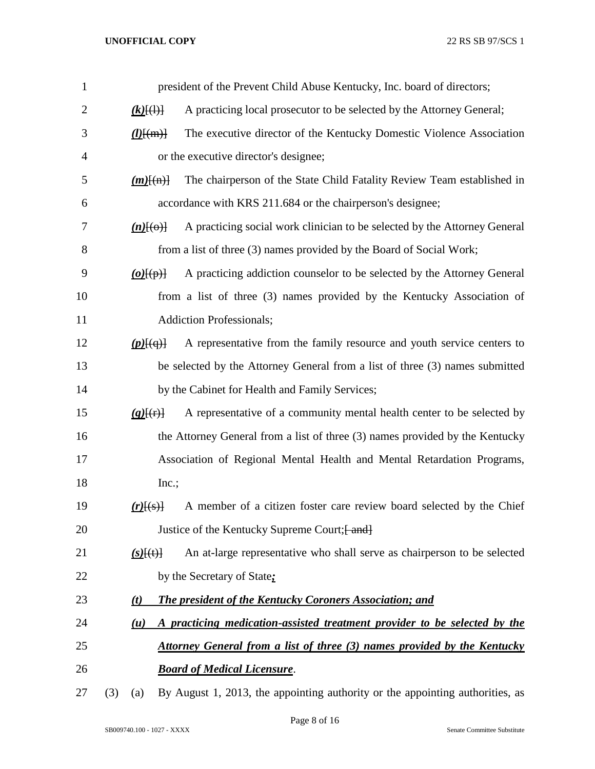president of the Prevent Child Abuse Kentucky, Inc. board of directors;

***(k)***[(l)] A practicing local prosecutor to be selected by the Attorney General;

***(l)***[(m)] The executive director of the Kentucky Domestic Violence Association or the executive director's designee;

***(m)***[(n)] The chairperson of the State Child Fatality Review Team established in accordance with KRS 211.684 or the chairperson's designee;

***(n)***[(o)] A practicing social work clinician to be selected by the Attorney General from a list of three (3) names provided by the Board of Social Work;

***(o)***[(p)] A practicing addiction counselor to be selected by the Attorney General from a list of three (3) names provided by the Kentucky Association of Addiction Professionals;

***(p)***[(q)] A representative from the family resource and youth service centers to be selected by the Attorney General from a list of three (3) names submitted by the Cabinet for Health and Family Services;

***(q)***[(r)] A representative of a community mental health center to be selected by the Attorney General from a list of three (3) names provided by the Kentucky Association of Regional Mental Health and Mental Retardation Programs, Inc.;

***(r)***[(s)] A member of a citizen foster care review board selected by the Chief Justice of the Kentucky Supreme Court;[ and]

***(s)***[(t)] An at-large representative who shall serve as chairperson to be selected by the Secretary of State***;***

***(t) The president of the Kentucky Coroners Association; and***

***(u) A practicing medication-assisted treatment provider to be selected by the Attorney General from a list of three (3) names provided by the Kentucky Board of Medical Licensure***.

(3) (a) By August 1, 2013, the appointing authority or the appointing authorities, as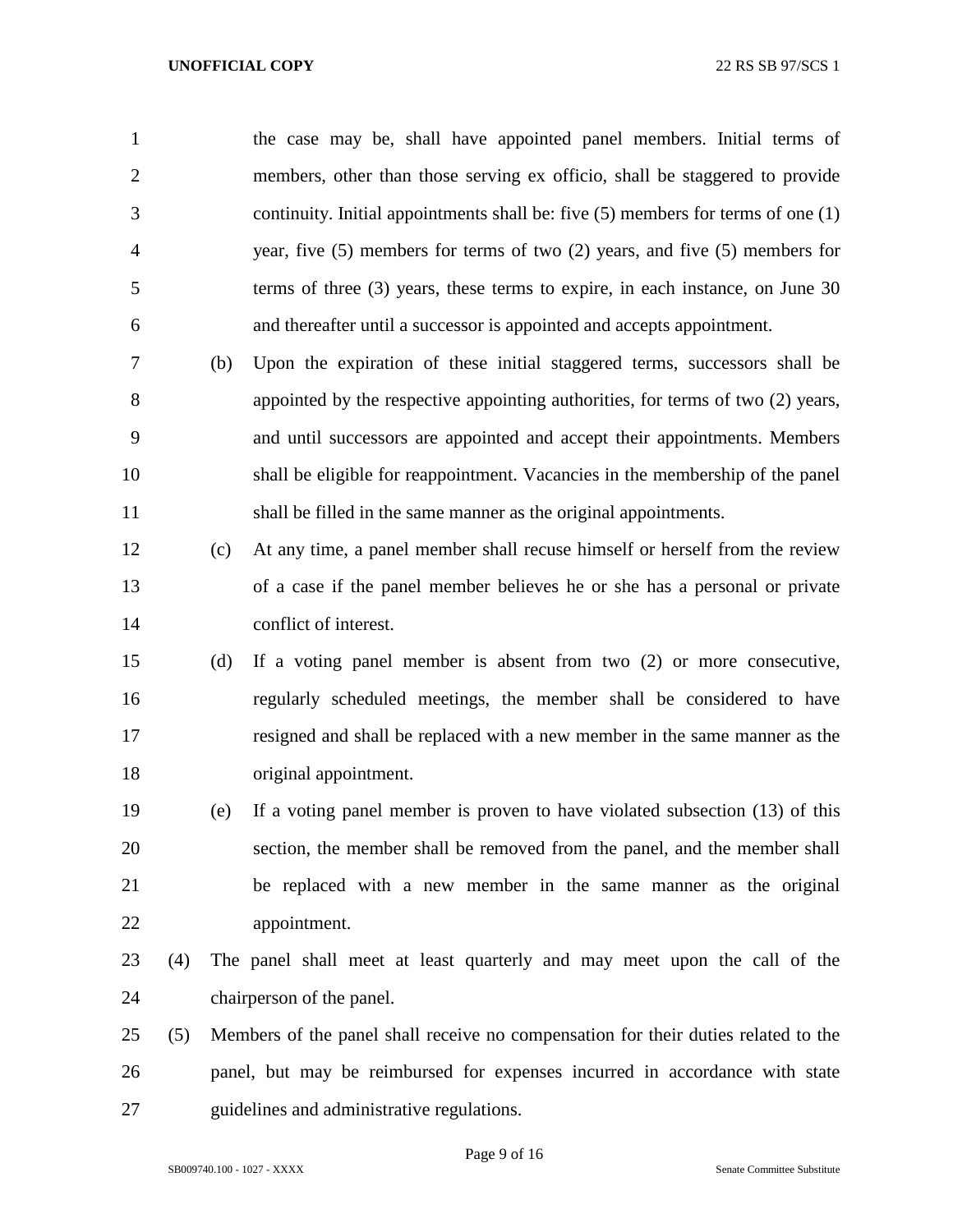the case may be, shall have appointed panel members. Initial terms of members, other than those serving ex officio, shall be staggered to provide continuity. Initial appointments shall be: five (5) members for terms of one (1) year, five (5) members for terms of two (2) years, and five (5) members for terms of three (3) years, these terms to expire, in each instance, on June 30 and thereafter until a successor is appointed and accepts appointment.

(b) Upon the expiration of these initial staggered terms, successors shall be appointed by the respective appointing authorities, for terms of two (2) years, and until successors are appointed and accept their appointments. Members shall be eligible for reappointment. Vacancies in the membership of the panel shall be filled in the same manner as the original appointments.

(c) At any time, a panel member shall recuse himself or herself from the review of a case if the panel member believes he or she has a personal or private conflict of interest.

(d) If a voting panel member is absent from two (2) or more consecutive, regularly scheduled meetings, the member shall be considered to have resigned and shall be replaced with a new member in the same manner as the original appointment.

(e) If a voting panel member is proven to have violated subsection (13) of this section, the member shall be removed from the panel, and the member shall be replaced with a new member in the same manner as the original appointment.

(4) The panel shall meet at least quarterly and may meet upon the call of the chairperson of the panel.

(5) Members of the panel shall receive no compensation for their duties related to the panel, but may be reimbursed for expenses incurred in accordance with state guidelines and administrative regulations.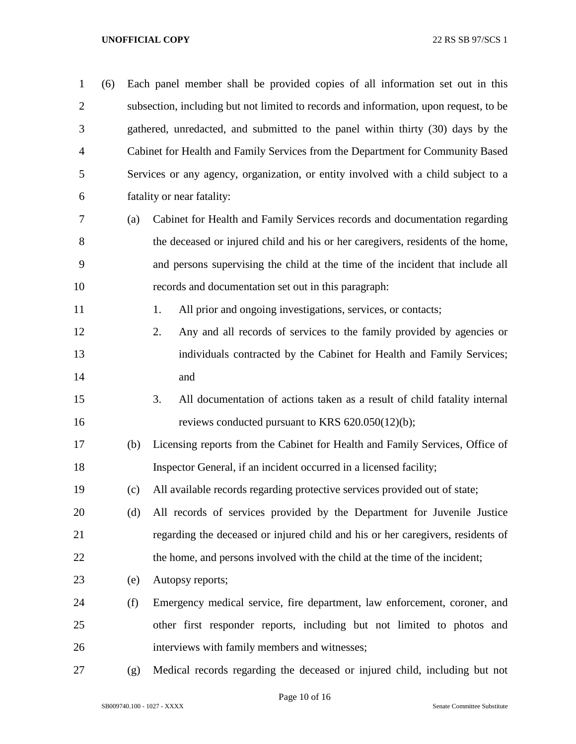(6) Each panel member shall be provided copies of all information set out in this subsection, including but not limited to records and information, upon request, to be gathered, unredacted, and submitted to the panel within thirty (30) days by the Cabinet for Health and Family Services from the Department for Community Based Services or any agency, organization, or entity involved with a child subject to a fatality or near fatality:

(a) Cabinet for Health and Family Services records and documentation regarding the deceased or injured child and his or her caregivers, residents of the home, and persons supervising the child at the time of the incident that include all records and documentation set out in this paragraph:

1. All prior and ongoing investigations, services, or contacts;

2. Any and all records of services to the family provided by agencies or individuals contracted by the Cabinet for Health and Family Services; and

3. All documentation of actions taken as a result of child fatality internal reviews conducted pursuant to KRS 620.050(12)(b);

(b) Licensing reports from the Cabinet for Health and Family Services, Office of Inspector General, if an incident occurred in a licensed facility;

(c) All available records regarding protective services provided out of state;

(d) All records of services provided by the Department for Juvenile Justice regarding the deceased or injured child and his or her caregivers, residents of the home, and persons involved with the child at the time of the incident;

(e) Autopsy reports;

(f) Emergency medical service, fire department, law enforcement, coroner, and other first responder reports, including but not limited to photos and interviews with family members and witnesses;

(g) Medical records regarding the deceased or injured child, including but not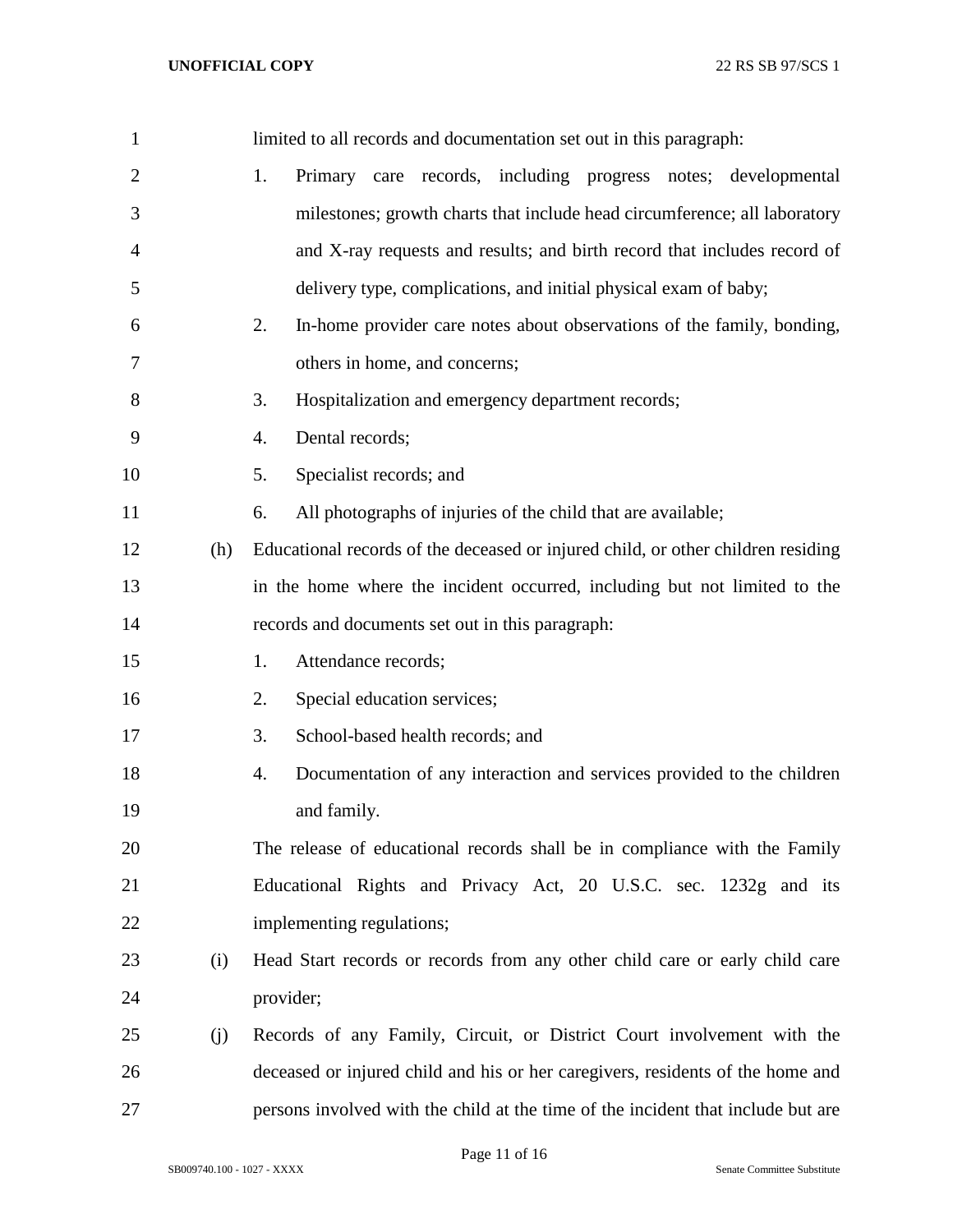limited to all records and documentation set out in this paragraph:

1. Primary care records, including progress notes; developmental milestones; growth charts that include head circumference; all laboratory and X-ray requests and results; and birth record that includes record of delivery type, complications, and initial physical exam of baby;
2. In-home provider care notes about observations of the family, bonding, others in home, and concerns;
3. Hospitalization and emergency department records;
4. Dental records;
5. Specialist records; and
6. All photographs of injuries of the child that are available;

(h) Educational records of the deceased or injured child, or other children residing in the home where the incident occurred, including but not limited to the records and documents set out in this paragraph:

1. Attendance records;
2. Special education services;
3. School-based health records; and
4. Documentation of any interaction and services provided to the children and family.

The release of educational records shall be in compliance with the Family Educational Rights and Privacy Act, 20 U.S.C. sec. 1232g and its implementing regulations;

(i) Head Start records or records from any other child care or early child care provider;

(j) Records of any Family, Circuit, or District Court involvement with the deceased or injured child and his or her caregivers, residents of the home and persons involved with the child at the time of the incident that include but are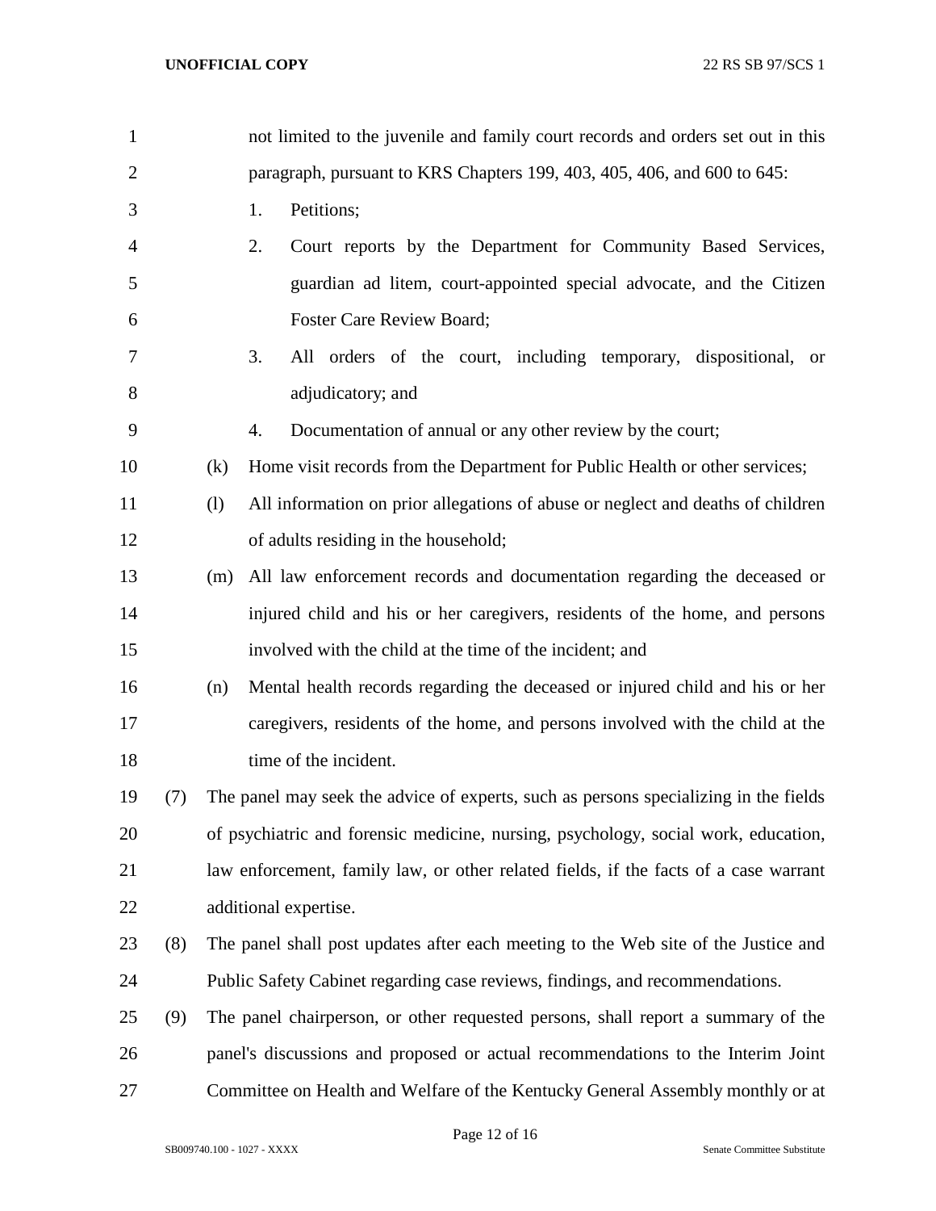not limited to the juvenile and family court records and orders set out in this paragraph, pursuant to KRS Chapters 199, 403, 405, 406, and 600 to 645:

1. Petitions;
2. Court reports by the Department for Community Based Services, guardian ad litem, court-appointed special advocate, and the Citizen Foster Care Review Board;
3. All orders of the court, including temporary, dispositional, or adjudicatory; and
4. Documentation of annual or any other review by the court;

(k) Home visit records from the Department for Public Health or other services;

(l) All information on prior allegations of abuse or neglect and deaths of children of adults residing in the household;

(m) All law enforcement records and documentation regarding the deceased or injured child and his or her caregivers, residents of the home, and persons involved with the child at the time of the incident; and

(n) Mental health records regarding the deceased or injured child and his or her caregivers, residents of the home, and persons involved with the child at the time of the incident.

(7) The panel may seek the advice of experts, such as persons specializing in the fields of psychiatric and forensic medicine, nursing, psychology, social work, education, law enforcement, family law, or other related fields, if the facts of a case warrant additional expertise.

(8) The panel shall post updates after each meeting to the Web site of the Justice and Public Safety Cabinet regarding case reviews, findings, and recommendations.

(9) The panel chairperson, or other requested persons, shall report a summary of the panel's discussions and proposed or actual recommendations to the Interim Joint Committee on Health and Welfare of the Kentucky General Assembly monthly or at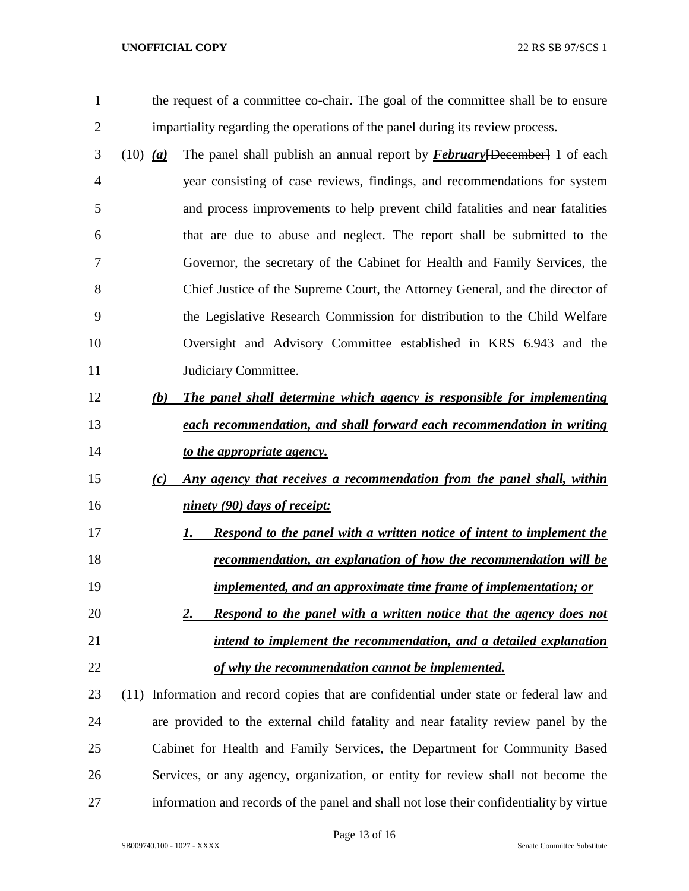the request of a committee co-chair. The goal of the committee shall be to ensure impartiality regarding the operations of the panel during its review process.

(10) ***(a)*** The panel shall publish an annual report by ***February***[~~December~~] 1 of each year consisting of case reviews, findings, and recommendations for system and process improvements to help prevent child fatalities and near fatalities that are due to abuse and neglect. The report shall be submitted to the Governor, the secretary of the Cabinet for Health and Family Services, the Chief Justice of the Supreme Court, the Attorney General, and the director of the Legislative Research Commission for distribution to the Child Welfare Oversight and Advisory Committee established in KRS 6.943 and the Judiciary Committee.

***(b)*** ***The panel shall determine which agency is responsible for implementing each recommendation, and shall forward each recommendation in writing to the appropriate agency.***

***(c)*** ***Any agency that receives a recommendation from the panel shall, within ninety (90) days of receipt:***

***1.*** ***Respond to the panel with a written notice of intent to implement the recommendation, an explanation of how the recommendation will be implemented, and an approximate time frame of implementation; or***

***2.*** ***Respond to the panel with a written notice that the agency does not intend to implement the recommendation, and a detailed explanation of why the recommendation cannot be implemented.***

(11) Information and record copies that are confidential under state or federal law and are provided to the external child fatality and near fatality review panel by the Cabinet for Health and Family Services, the Department for Community Based Services, or any agency, organization, or entity for review shall not become the information and records of the panel and shall not lose their confidentiality by virtue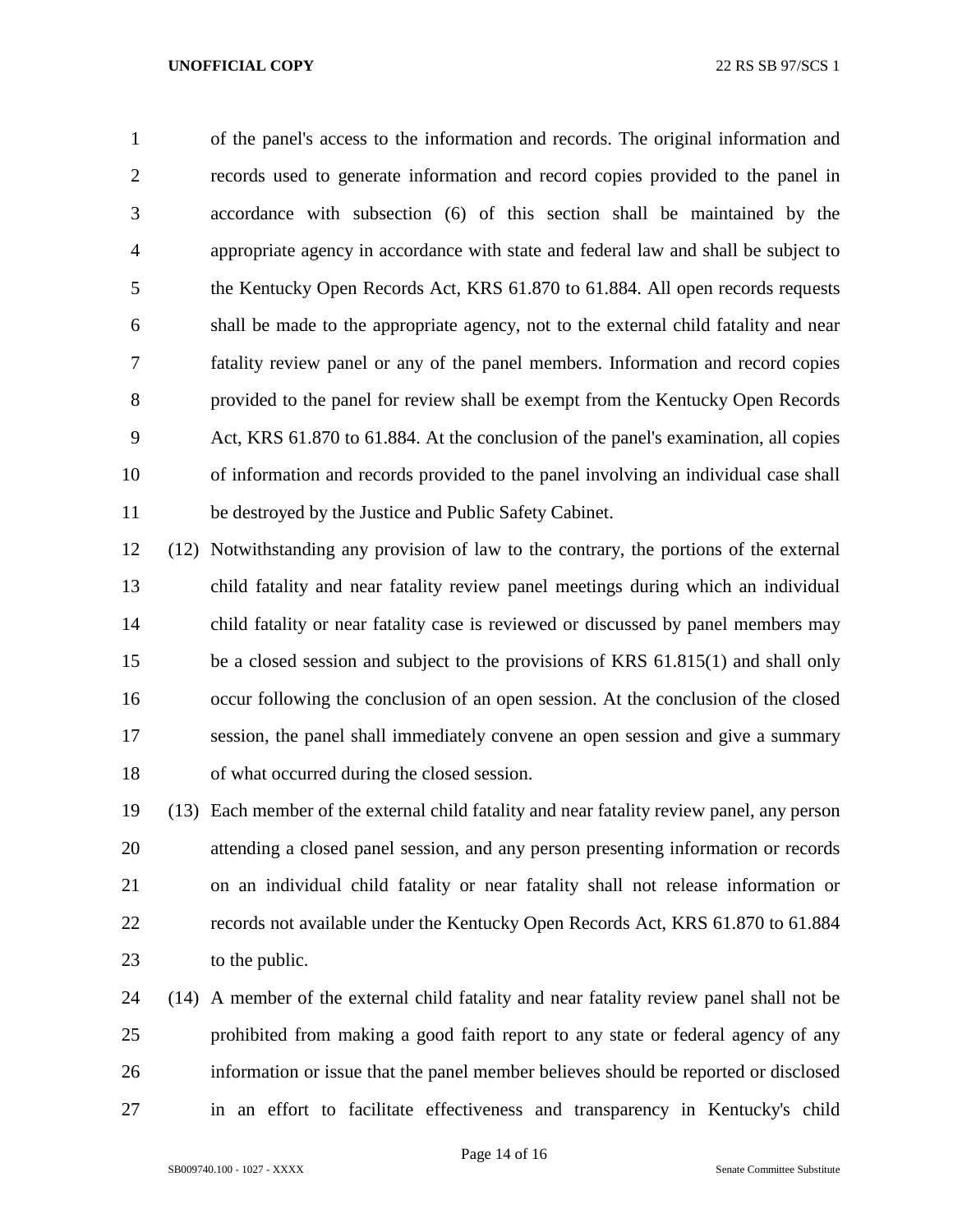of the panel's access to the information and records. The original information and records used to generate information and record copies provided to the panel in accordance with subsection (6) of this section shall be maintained by the appropriate agency in accordance with state and federal law and shall be subject to the Kentucky Open Records Act, KRS 61.870 to 61.884. All open records requests shall be made to the appropriate agency, not to the external child fatality and near fatality review panel or any of the panel members. Information and record copies provided to the panel for review shall be exempt from the Kentucky Open Records Act, KRS 61.870 to 61.884. At the conclusion of the panel's examination, all copies of information and records provided to the panel involving an individual case shall be destroyed by the Justice and Public Safety Cabinet.

(12) Notwithstanding any provision of law to the contrary, the portions of the external child fatality and near fatality review panel meetings during which an individual child fatality or near fatality case is reviewed or discussed by panel members may be a closed session and subject to the provisions of KRS 61.815(1) and shall only occur following the conclusion of an open session. At the conclusion of the closed session, the panel shall immediately convene an open session and give a summary of what occurred during the closed session.

(13) Each member of the external child fatality and near fatality review panel, any person attending a closed panel session, and any person presenting information or records on an individual child fatality or near fatality shall not release information or records not available under the Kentucky Open Records Act, KRS 61.870 to 61.884 to the public.

(14) A member of the external child fatality and near fatality review panel shall not be prohibited from making a good faith report to any state or federal agency of any information or issue that the panel member believes should be reported or disclosed in an effort to facilitate effectiveness and transparency in Kentucky's child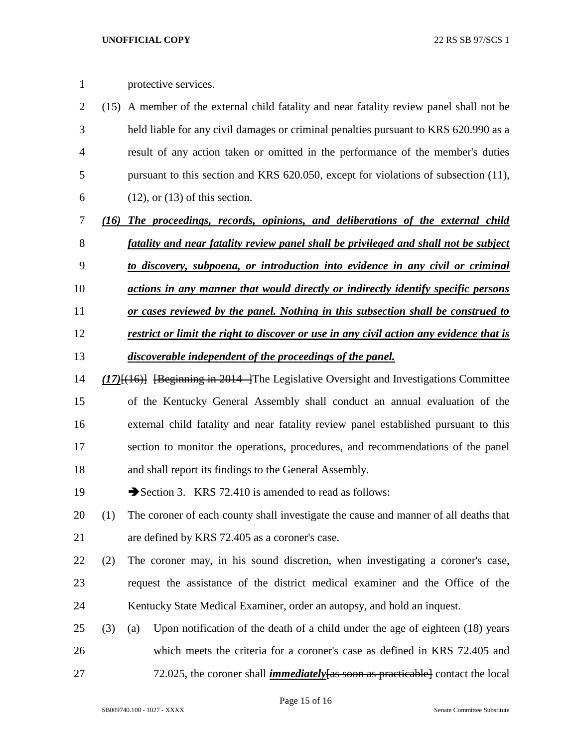protective services.

(15) A member of the external child fatality and near fatality review panel shall not be held liable for any civil damages or criminal penalties pursuant to KRS 620.990 as a result of any action taken or omitted in the performance of the member's duties pursuant to this section and KRS 620.050, except for violations of subsection (11), (12), or (13) of this section.

***(16) The proceedings, records, opinions, and deliberations of the external child fatality and near fatality review panel shall be privileged and shall not be subject to discovery, subpoena, or introduction into evidence in any civil or criminal actions in any manner that would directly or indirectly identify specific persons or cases reviewed by the panel. Nothing in this subsection shall be construed to restrict or limit the right to discover or use in any civil action any evidence that is discoverable independent of the proceedings of the panel.***

***(17)***~~[(16)]~~ ~~[Beginning in 2014, ]~~The Legislative Oversight and Investigations Committee of the Kentucky General Assembly shall conduct an annual evaluation of the external child fatality and near fatality review panel established pursuant to this section to monitor the operations, procedures, and recommendations of the panel and shall report its findings to the General Assembly.

➔Section 3. KRS 72.410 is amended to read as follows:

(1) The coroner of each county shall investigate the cause and manner of all deaths that are defined by KRS 72.405 as a coroner's case.

(2) The coroner may, in his sound discretion, when investigating a coroner's case, request the assistance of the district medical examiner and the Office of the Kentucky State Medical Examiner, order an autopsy, and hold an inquest.

(3) (a) Upon notification of the death of a child under the age of eighteen (18) years which meets the criteria for a coroner's case as defined in KRS 72.405 and 72.025, the coroner shall ***immediately***~~[as soon as practicable]~~ contact the local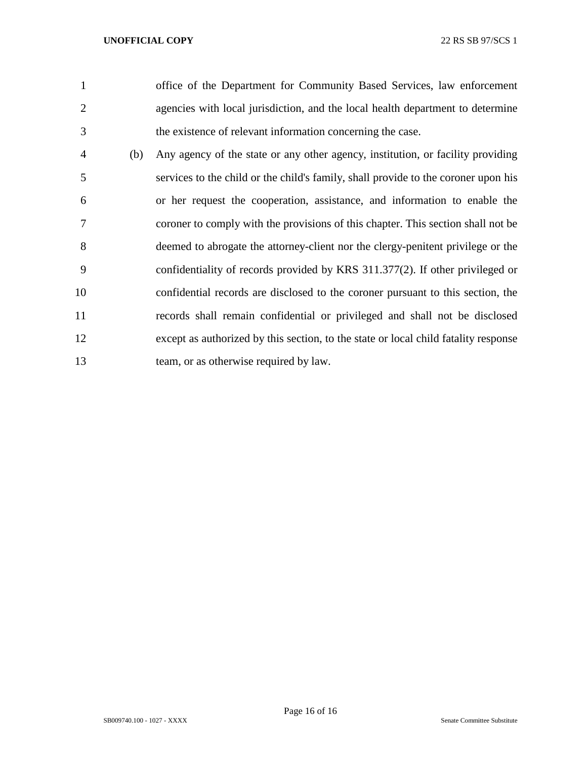office of the Department for Community Based Services, law enforcement agencies with local jurisdiction, and the local health department to determine the existence of relevant information concerning the case.

(b) Any agency of the state or any other agency, institution, or facility providing services to the child or the child's family, shall provide to the coroner upon his or her request the cooperation, assistance, and information to enable the coroner to comply with the provisions of this chapter. This section shall not be deemed to abrogate the attorney-client nor the clergy-penitent privilege or the confidentiality of records provided by KRS 311.377(2). If other privileged or confidential records are disclosed to the coroner pursuant to this section, the records shall remain confidential or privileged and shall not be disclosed except as authorized by this section, to the state or local child fatality response team, or as otherwise required by law.